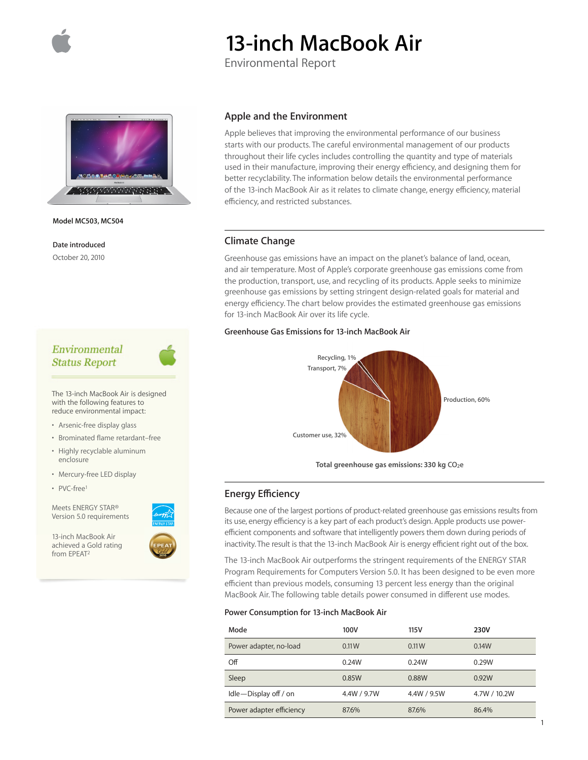# 13-inch MacBook Air

Environmental Report

**Model MC503, MC504**

**Date introduced**

October 20, 2010

## *Environmental Status Report*

The 13-inch MacBook Air is designed with the following features to reduce environmental impact:

- Arsenic-free display glass
- Brominated flame retardant–free
- Highly recyclable aluminum enclosure
- Mercury-free LED display
- PVC-free[1]

Meets ENERGY STAR® Version 5.0 requirements

13-inch MacBook Air achieved a Gold rating from EPEAT[2]

## Apple and the Environment

Apple believes that improving the environmental performance of our business starts with our products. The careful management of our products throughout their life cycles includes controlling the quantity and type of materials used in their manufacture, improving their energy efficiency, and designing them for better recyclability. The information below details the environmental performance of the 13-inch MacBook Air as it relates to climate change, energy efficiency, material efficiency, and restricted substances.

## Climate Change

Greenhouse gas emissions have an impact on the planet's balance of land, ocean, and air temperature. Most of Apple's corporate greenhouse gas emissions come from the production, transport, use, and recycling of its products. Apple seeks to minimize greenhouse gas emissions by setting stringent design-related goals for material and energy efficiency. The chart below provides the estimated greenhouse gas emissions for 13-inch MacBook Air over its life cycle.

**Greenhouse Gas Emissions for 13-inch MacBook Air**

Recycling, 1%
Transport, 7%
Production, 60%
Customer use, 32%

**Total greenhouse gas emissions: 330 kg $CO_2e$**

## Energy Efficiency

Because one of the largest portions of product-related greenhouse gas emissions results from its use, energy efficiency is a key part of each product's design. Apple products use power-efficient components and software that intelligently powers them down during periods of inactivity. The result is that the 13-inch MacBook Air is energy efficient right out of the box.

The 13-inch MacBook Air outperforms the stringent requirements of the ENERGY STAR Program Requirements for Computers Version 5.0. It has been designed to be even more efficient than previous models, consuming 13 percent less energy than the original MacBook Air. The following table details power consumed in different use modes.

**Power Consumption for 13-inch MacBook Air**

| Mode | 100V | 115V | 230V |
|---|---|---|---|
| Power adapter, no-load | 0.11W | 0.11W | 0.14W |
| Off | 0.24W | 0.24W | 0.29W |
| Sleep | 0.85W | 0.88W | 0.92W |
| Idle—Display off / on | 4.4W / 9.7W | 4.4W / 9.5W | 4.7W / 10.2W |
| Power adapter efficiency | 87.6% | 87.6% | 86.4% |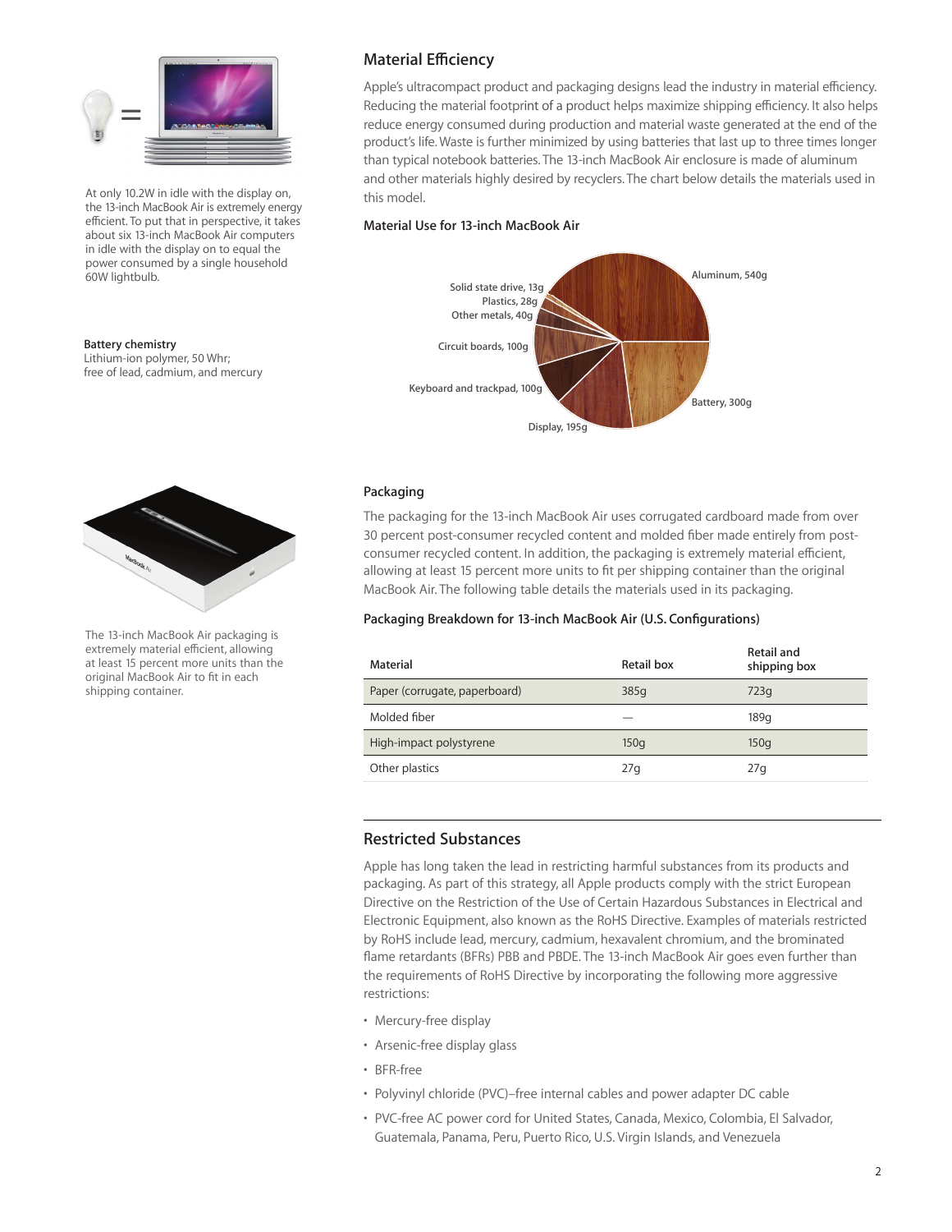At only 10.2W in idle with the display on, the 13-inch MacBook Air is extremely energy efficient. To put that in perspective, it takes about six 13-inch MacBook Air computers in idle with the display on to equal the power consumed by a single household 60W lightbulb.

**Battery chemistry**
Lithium-ion polymer, 50 Whr; free of lead, cadmium, and mercury

## Material Efficiency

Apple's ultracompact product and packaging designs lead the industry in material efficiency. Reducing the material footprint of a product helps maximize shipping efficiency. It also helps reduce energy consumed during production and material waste generated at the end of the product's life. Waste is further minimized by using batteries that last up to three times longer than typical notebook batteries. The 13-inch MacBook Air enclosure is made of aluminum and other materials highly desired by recyclers. The chart below details the materials used in this model.

### Material Use for 13-inch MacBook Air

- Aluminum, 540g
- Battery, 300g
- Display, 195g
- Keyboard and trackpad, 100g
- Circuit boards, 100g
- Other metals, 40g
- Plastics, 28g
- Solid state drive, 13g

The 13-inch MacBook Air packaging is extremely material efficient, allowing at least 15 percent more units than the original MacBook Air to fit in each shipping container.

### Packaging

The packaging for the 13-inch MacBook Air uses corrugated cardboard made from over 30 percent post-consumer recycled content and molded fiber made entirely from post-consumer recycled content. In addition, the packaging is extremely material efficient, allowing at least 15 percent more units to fit per shipping container than the original MacBook Air. The following table details the materials used in its packaging.

### Packaging Breakdown for 13-inch MacBook Air (U.S. Configurations)

| Material | Retail box | Retail and shipping box |
|---|---|---|
| Paper (corrugate, paperboard) | 385g | 723g |
| Molded fiber | — | 189g |
| High-impact polystyrene | 150g | 150g |
| Other plastics | 27g | 27g |

## Restricted Substances

Apple has long taken the lead in restricting harmful substances from its products and packaging. As part of this strategy, all Apple products comply with the strict European Directive on the Restriction of the Use of Certain Hazardous Substances in Electrical and Electronic Equipment, also known as the RoHS Directive. Examples of materials restricted by RoHS include lead, mercury, cadmium, hexavalent chromium, and the brominated flame retardants (BFRs) PBB and PBDE. The 13-inch MacBook Air goes even further than the requirements of RoHS Directive by incorporating the following more aggressive restrictions:

- Mercury-free display
- Arsenic-free display glass
- BFR-free
- Polyvinyl chloride (PVC)–free internal cables and power adapter DC cable
- PVC-free AC power cord for United States, Canada, Mexico, Colombia, El Salvador, Guatemala, Panama, Peru, Puerto Rico, U.S. Virgin Islands, and Venezuela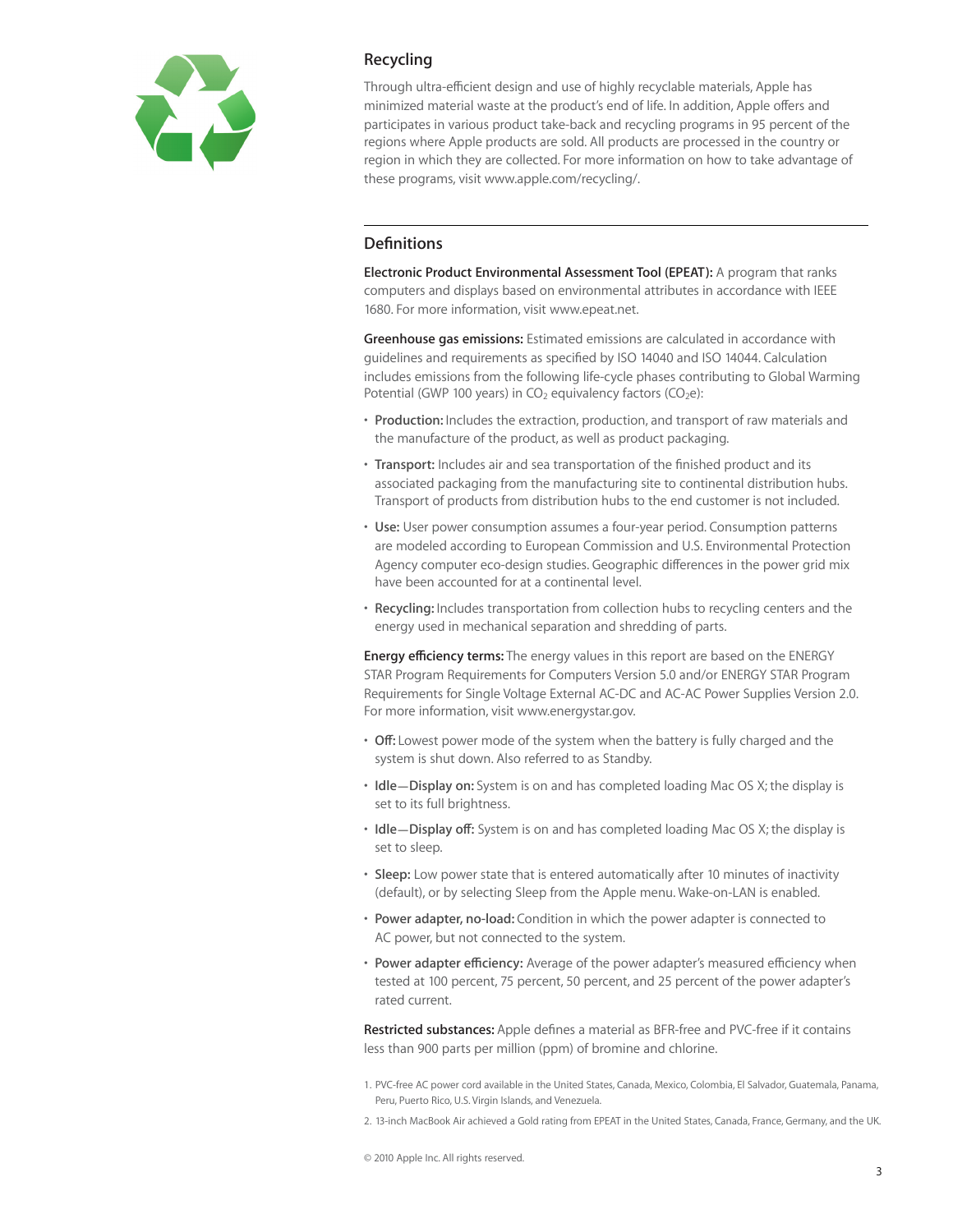## Recycling

Through ultra-efficient design and use of highly recyclable materials, Apple has minimized material waste at the product's end of life. In addition, Apple offers and participates in various product take-back and recycling programs in 95 percent of the regions where Apple products are sold. All products are processed in the country or region in which they are collected. For more information on how to take advantage of these programs, visit www.apple.com/recycling/.

## Definitions

**Electronic Product Environmental Assessment Tool (EPEAT):** A program that ranks computers and displays based on environmental attributes in accordance with IEEE 1680. For more information, visit www.epeat.net.

**Greenhouse gas emissions:** Estimated emissions are calculated in accordance with guidelines and requirements as specified by ISO 14040 and ISO 14044. Calculation includes emissions from the following life-cycle phases contributing to Global Warming Potential (GWP 100 years) in $CO_2$ equivalency factors ($CO_2e$):

- **Production:** Includes the extraction, production, and transport of raw materials and the manufacture of the product, as well as product packaging.
- **Transport:** Includes air and sea transportation of the finished product and its associated packaging from the manufacturing site to continental distribution hubs. Transport of products from distribution hubs to the end customer is not included.
- **Use:** User power consumption assumes a four-year period. Consumption patterns are modeled according to European Commission and U.S. Environmental Protection Agency computer eco-design studies. Geographic differences in the power grid mix have been accounted for at a continental level.
- **Recycling:** Includes transportation from collection hubs to recycling centers and the energy used in mechanical separation and shredding of parts.

**Energy efficiency terms:** The energy values in this report are based on the ENERGY STAR Program Requirements for Computers Version 5.0 and/or ENERGY STAR Program Requirements for Single Voltage External AC-DC and AC-AC Power Supplies Version 2.0. For more information, visit www.energystar.gov.

- **Off:** Lowest power mode of the system when the battery is fully charged and the system is shut down. Also referred to as Standby.
- **Idle—Display on:** System is on and has completed loading Mac OS X; the display is set to its full brightness.
- **Idle—Display off:** System is on and has completed loading Mac OS X; the display is set to sleep.
- **Sleep:** Low power state that is entered automatically after 10 minutes of inactivity (default), or by selecting Sleep from the Apple menu. Wake-on-LAN is enabled.
- **Power adapter, no-load:** Condition in which the power adapter is connected to AC power, but not connected to the system.
- **Power adapter efficiency:** Average of the power adapter's measured efficiency when tested at 100 percent, 75 percent, 50 percent, and 25 percent of the power adapter's rated current.

**Restricted substances:** Apple defines a material as BFR-free and PVC-free if it contains less than 900 parts per million (ppm) of bromine and chlorine.

1. PVC-free AC power cord available in the United States, Canada, Mexico, Colombia, El Salvador, Guatemala, Panama, Peru, Puerto Rico, U.S. Virgin Islands, and Venezuela.
2. 13-inch MacBook Air achieved a Gold rating from EPEAT in the United States, Canada, France, Germany, and the UK.

© 2010 Apple Inc. All rights reserved.